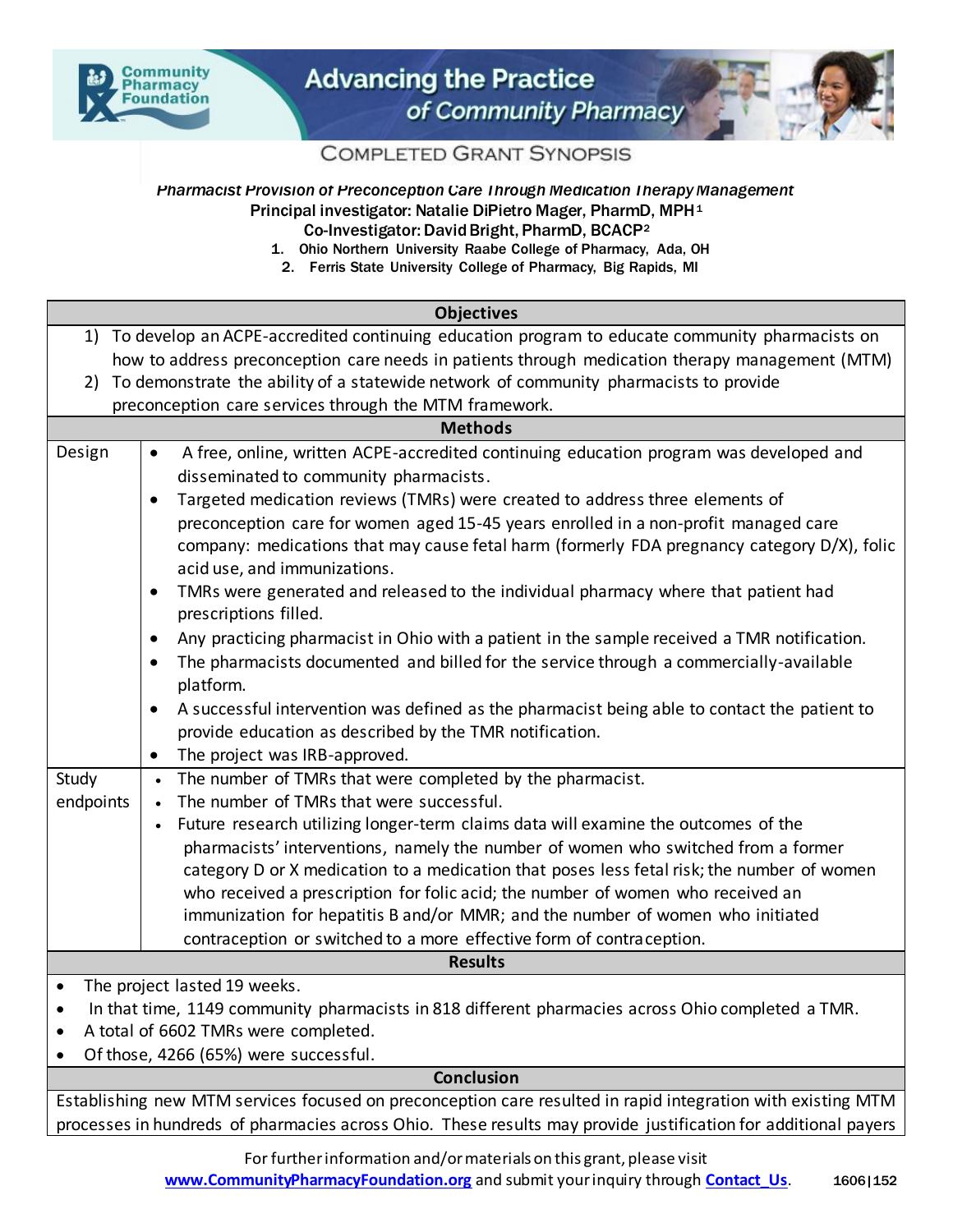Community Pharmacy Foundation

# Advancing the Practice of Community Pharmacy

## COMPLETED GRANT SYNOPSIS

***Pharmacist Provision of Preconception Care Through Medication Therapy Management***

**Principal investigator: Natalie DiPietro Mager, PharmD, MPH[1]**

**Co-Investigator: David Bright, PharmD, BCACP[2]**

1. Ohio Northern University Raabe College of Pharmacy, Ada, OH
2. Ferris State University College of Pharmacy, Big Rapids, MI

### Objectives

1) To develop an ACPE-accredited continuing education program to educate community pharmacists on how to address preconception care needs in patients through medication therapy management (MTM)
2) To demonstrate the ability of a statewide network of community pharmacists to provide preconception care services through the MTM framework.

### Methods

| | |
|---|---|
| Design | • A free, online, written ACPE-accredited continuing education program was developed and disseminated to community pharmacists.<br>• Targeted medication reviews (TMRs) were created to address three elements of preconception care for women aged 15-45 years enrolled in a non-profit managed care company: medications that may cause fetal harm (formerly FDA pregnancy category D/X), folic acid use, and immunizations.<br>• TMRs were generated and released to the individual pharmacy where that patient had prescriptions filled.<br>• Any practicing pharmacist in Ohio with a patient in the sample received a TMR notification.<br>• The pharmacists documented and billed for the service through a commercially-available platform.<br>• A successful intervention was defined as the pharmacist being able to contact the patient to provide education as described by the TMR notification.<br>• The project was IRB-approved. |
| Study endpoints | • The number of TMRs that were completed by the pharmacist.<br>• The number of TMRs that were successful.<br>• Future research utilizing longer-term claims data will examine the outcomes of the pharmacists' interventions, namely the number of women who switched from a former category D or X medication to a medication that poses less fetal risk; the number of women who received a prescription for folic acid; the number of women who received an immunization for hepatitis B and/or MMR; and the number of women who initiated contraception or switched to a more effective form of contraception. |

### Results

- The project lasted 19 weeks.
- In that time, 1149 community pharmacists in 818 different pharmacies across Ohio completed a TMR.
- A total of 6602 TMRs were completed.
- Of those, 4266 (65%) were successful.

### Conclusion

Establishing new MTM services focused on preconception care resulted in rapid integration with existing MTM processes in hundreds of pharmacies across Ohio. These results may provide justification for additional payers

For further information and/or materials on this grant, please visit www.CommunityPharmacyFoundation.org and submit your inquiry through Contact_Us. 1606|152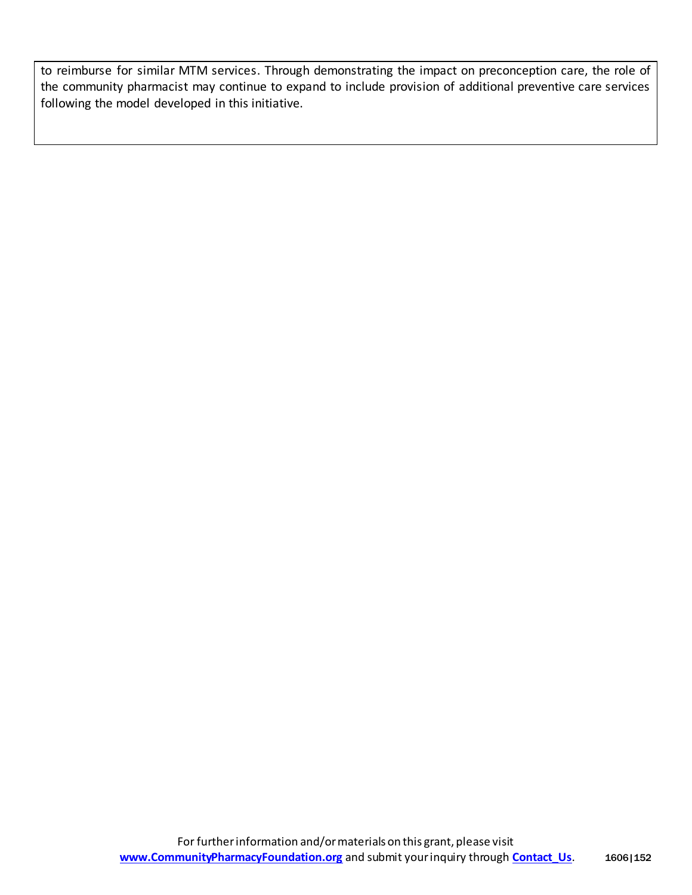to reimburse for similar MTM services. Through demonstrating the impact on preconception care, the role of the community pharmacist may continue to expand to include provision of additional preventive care services following the model developed in this initiative.